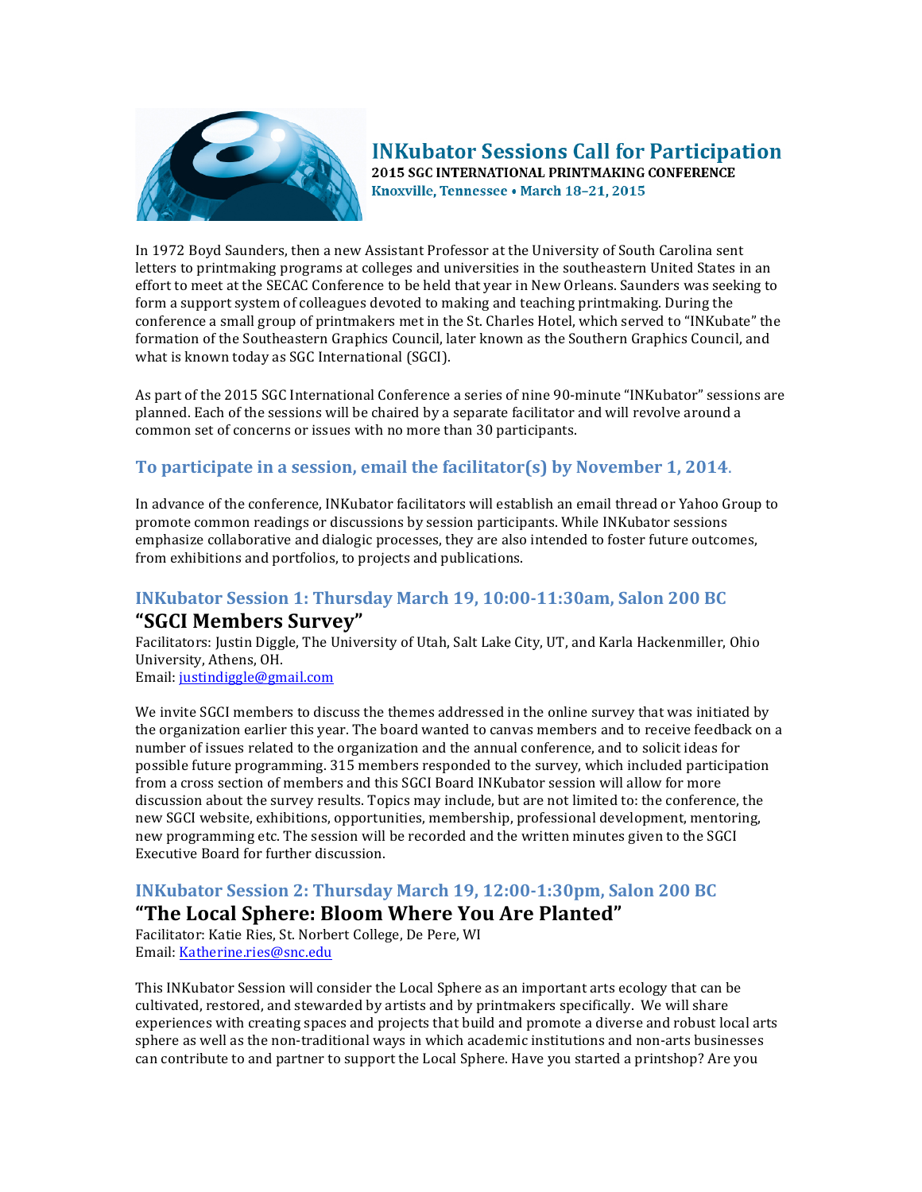# INKubator Sessions Call for Participation

**2015 SGC INTERNATIONAL PRINTMAKING CONFERENCE**

**Knoxville, Tennessee • March 18–21, 2015**

In 1972 Boyd Saunders, then a new Assistant Professor at the University of South Carolina sent letters to printmaking programs at colleges and universities in the southeastern United States in an effort to meet at the SECAC Conference to be held that year in New Orleans. Saunders was seeking to form a support system of colleagues devoted to making and teaching printmaking. During the conference a small group of printmakers met in the St. Charles Hotel, which served to "INKubate" the formation of the Southeastern Graphics Council, later known as the Southern Graphics Council, and what is known today as SGC International (SGCI).

As part of the 2015 SGC International Conference a series of nine 90-minute "INKubator" sessions are planned. Each of the sessions will be chaired by a separate facilitator and will revolve around a common set of concerns or issues with no more than 30 participants.

## To participate in a session, email the facilitator(s) by November 1, 2014.

In advance of the conference, INKubator facilitators will establish an email thread or Yahoo Group to promote common readings or discussions by session participants. While INKubator sessions emphasize collaborative and dialogic processes, they are also intended to foster future outcomes, from exhibitions and portfolios, to projects and publications.

## INKubator Session 1: Thursday March 19, 10:00-11:30am, Salon 200 BC

### "SGCI Members Survey"

Facilitators: Justin Diggle, The University of Utah, Salt Lake City, UT, and Karla Hackenmiller, Ohio University, Athens, OH.
Email: justindiggle@gmail.com

We invite SGCI members to discuss the themes addressed in the online survey that was initiated by the organization earlier this year. The board wanted to canvas members and to receive feedback on a number of issues related to the organization and the annual conference, and to solicit ideas for possible future programming. 315 members responded to the survey, which included participation from a cross section of members and this SGCI Board INKubator session will allow for more discussion about the survey results. Topics may include, but are not limited to: the conference, the new SGCI website, exhibitions, opportunities, membership, professional development, mentoring, new programming etc. The session will be recorded and the written minutes given to the SGCI Executive Board for further discussion.

## INKubator Session 2: Thursday March 19, 12:00-1:30pm, Salon 200 BC

### "The Local Sphere: Bloom Where You Are Planted"

Facilitator: Katie Ries, St. Norbert College, De Pere, WI
Email: Katherine.ries@snc.edu

This INKubator Session will consider the Local Sphere as an important arts ecology that can be cultivated, restored, and stewarded by artists and by printmakers specifically. We will share experiences with creating spaces and projects that build and promote a diverse and robust local arts sphere as well as the non-traditional ways in which academic institutions and non-arts businesses can contribute to and partner to support the Local Sphere. Have you started a printshop? Are you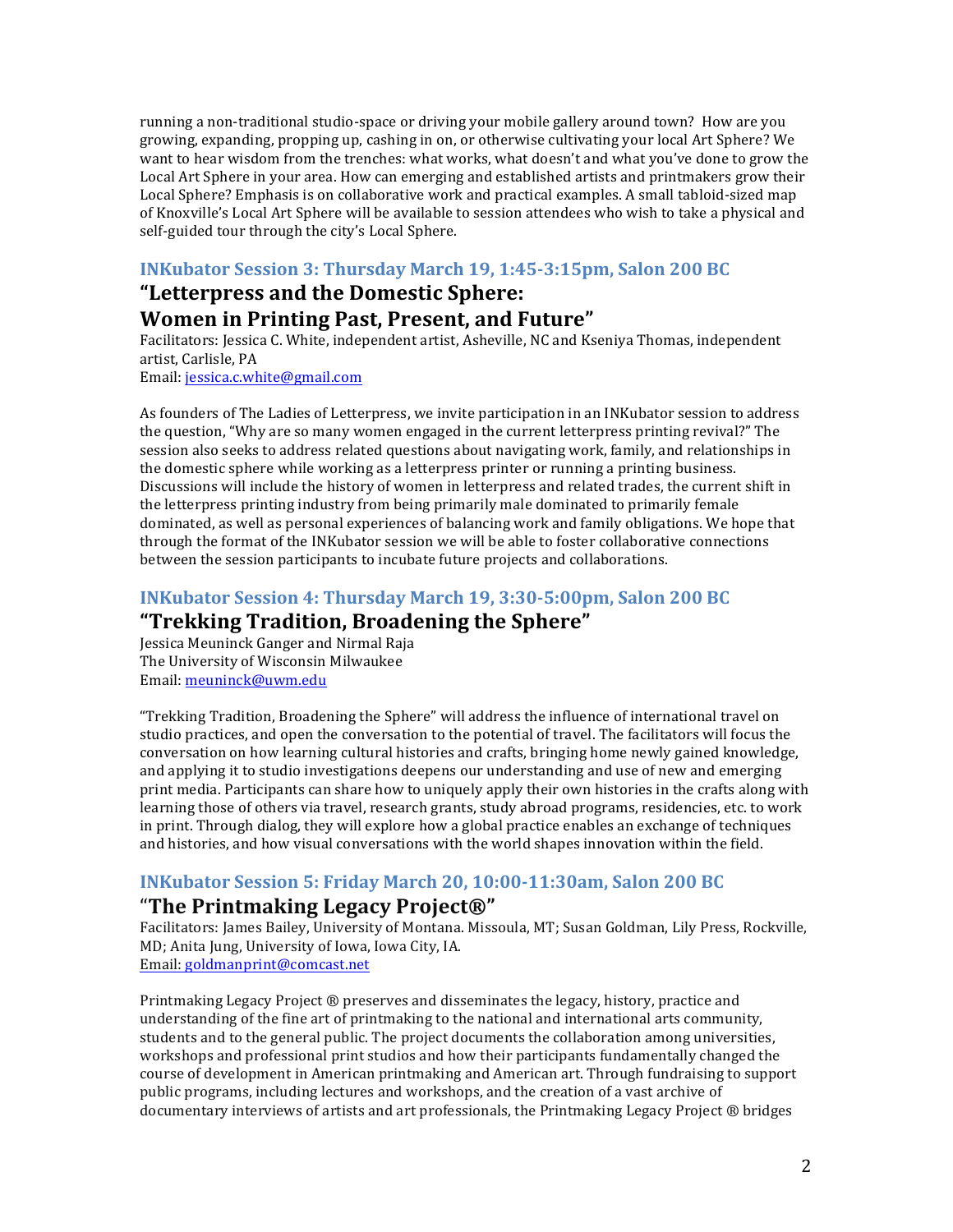running a non-traditional studio-space or driving your mobile gallery around town? How are you growing, expanding, propping up, cashing in on, or otherwise cultivating your local Art Sphere? We want to hear wisdom from the trenches: what works, what doesn't and what you've done to grow the Local Art Sphere in your area. How can emerging and established artists and printmakers grow their Local Sphere? Emphasis is on collaborative work and practical examples. A small tabloid-sized map of Knoxville's Local Art Sphere will be available to session attendees who wish to take a physical and self-guided tour through the city's Local Sphere.

### INKubator Session 3: Thursday March 19, 1:45-3:15pm, Salon 200 BC

## "Letterpress and the Domestic Sphere: Women in Printing Past, Present, and Future"

Facilitators: Jessica C. White, independent artist, Asheville, NC and Kseniya Thomas, independent artist, Carlisle, PA
Email: jessica.c.white@gmail.com

As founders of The Ladies of Letterpress, we invite participation in an INKubator session to address the question, "Why are so many women engaged in the current letterpress printing revival?" The session also seeks to address related questions about navigating work, family, and relationships in the domestic sphere while working as a letterpress printer or running a printing business. Discussions will include the history of women in letterpress and related trades, the current shift in the letterpress printing industry from being primarily male dominated to primarily female dominated, as well as personal experiences of balancing work and family obligations. We hope that through the format of the INKubator session we will be able to foster collaborative connections between the session participants to incubate future projects and collaborations.

### INKubator Session 4: Thursday March 19, 3:30-5:00pm, Salon 200 BC

## "Trekking Tradition, Broadening the Sphere"

Jessica Meuninck Ganger and Nirmal Raja
The University of Wisconsin Milwaukee
Email: meuninck@uwm.edu

"Trekking Tradition, Broadening the Sphere" will address the influence of international travel on studio practices, and open the conversation to the potential of travel. The facilitators will focus the conversation on how learning cultural histories and crafts, bringing home newly gained knowledge, and applying it to studio investigations deepens our understanding and use of new and emerging print media. Participants can share how to uniquely apply their own histories in the crafts along with learning those of others via travel, research grants, study abroad programs, residencies, etc. to work in print. Through dialog, they will explore how a global practice enables an exchange of techniques and histories, and how visual conversations with the world shapes innovation within the field.

### INKubator Session 5: Friday March 20, 10:00-11:30am, Salon 200 BC

## "The Printmaking Legacy Project®"

Facilitators: James Bailey, University of Montana. Missoula, MT; Susan Goldman, Lily Press, Rockville, MD; Anita Jung, University of Iowa, Iowa City, IA.
Email: goldmanprint@comcast.net

Printmaking Legacy Project ® preserves and disseminates the legacy, history, practice and understanding of the fine art of printmaking to the national and international arts community, students and to the general public. The project documents the collaboration among universities, workshops and professional print studios and how their participants fundamentally changed the course of development in American printmaking and American art. Through fundraising to support public programs, including lectures and workshops, and the creation of a vast archive of documentary interviews of artists and art professionals, the Printmaking Legacy Project ® bridges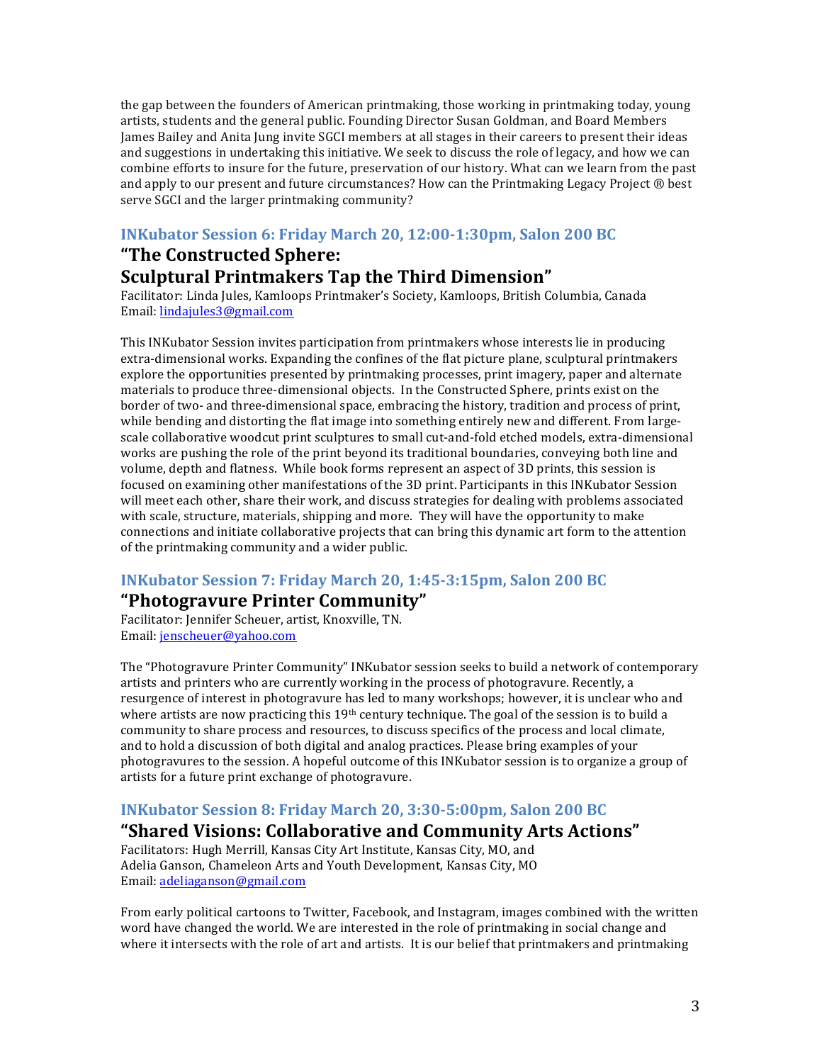the gap between the founders of American printmaking, those working in printmaking today, young artists, students and the general public. Founding Director Susan Goldman, and Board Members James Bailey and Anita Jung invite SGCI members at all stages in their careers to present their ideas and suggestions in undertaking this initiative. We seek to discuss the role of legacy, and how we can combine efforts to insure for the future, preservation of our history. What can we learn from the past and apply to our present and future circumstances? How can the Printmaking Legacy Project ® best serve SGCI and the larger printmaking community?

### INKubator Session 6: Friday March 20, 12:00-1:30pm, Salon 200 BC

## "The Constructed Sphere: Sculptural Printmakers Tap the Third Dimension"

Facilitator: Linda Jules, Kamloops Printmaker's Society, Kamloops, British Columbia, Canada
Email: lindajules3@gmail.com

This INKubator Session invites participation from printmakers whose interests lie in producing extra-dimensional works. Expanding the confines of the flat picture plane, sculptural printmakers explore the opportunities presented by printmaking processes, print imagery, paper and alternate materials to produce three-dimensional objects. In the Constructed Sphere, prints exist on the border of two- and three-dimensional space, embracing the history, tradition and process of print, while bending and distorting the flat image into something entirely new and different. From large-scale collaborative woodcut print sculptures to small cut-and-fold etched models, extra-dimensional works are pushing the role of the print beyond its traditional boundaries, conveying both line and volume, depth and flatness. While book forms represent an aspect of 3D prints, this session is focused on examining other manifestations of the 3D print. Participants in this INKubator Session will meet each other, share their work, and discuss strategies for dealing with problems associated with scale, structure, materials, shipping and more. They will have the opportunity to make connections and initiate collaborative projects that can bring this dynamic art form to the attention of the printmaking community and a wider public.

### INKubator Session 7: Friday March 20, 1:45-3:15pm, Salon 200 BC

## "Photogravure Printer Community"

Facilitator: Jennifer Scheuer, artist, Knoxville, TN.
Email: jenscheuer@yahoo.com

The "Photogravure Printer Community" INKubator session seeks to build a network of contemporary artists and printers who are currently working in the process of photogravure. Recently, a resurgence of interest in photogravure has led to many workshops; however, it is unclear who and where artists are now practicing this 19th century technique. The goal of the session is to build a community to share process and resources, to discuss specifics of the process and local climate, and to hold a discussion of both digital and analog practices. Please bring examples of your photogravures to the session. A hopeful outcome of this INKubator session is to organize a group of artists for a future print exchange of photogravure.

### INKubator Session 8: Friday March 20, 3:30-5:00pm, Salon 200 BC

## "Shared Visions: Collaborative and Community Arts Actions"

Facilitators: Hugh Merrill, Kansas City Art Institute, Kansas City, MO, and
Adelia Ganson, Chameleon Arts and Youth Development, Kansas City, MO
Email: adeliaganson@gmail.com

From early political cartoons to Twitter, Facebook, and Instagram, images combined with the written word have changed the world. We are interested in the role of printmaking in social change and where it intersects with the role of art and artists. It is our belief that printmakers and printmaking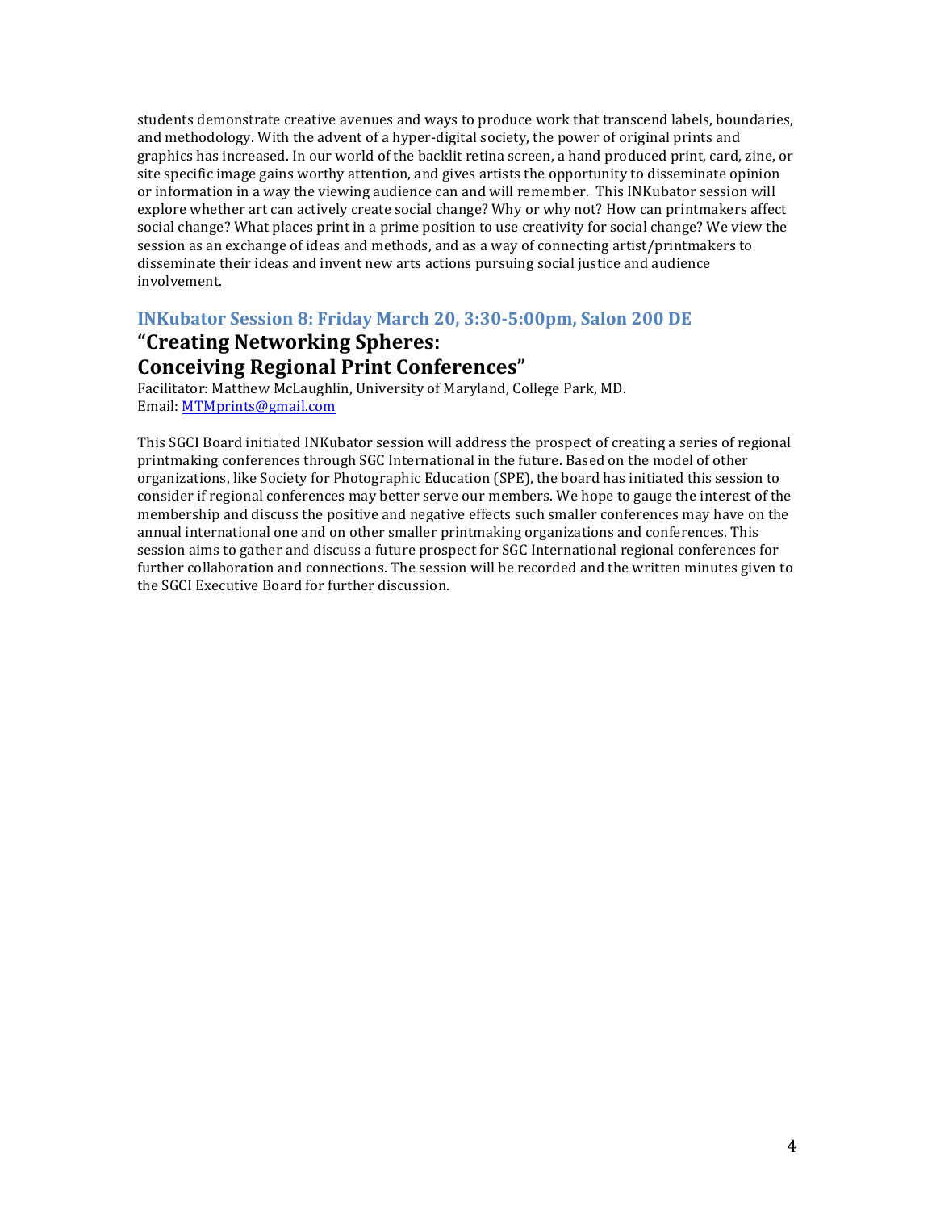students demonstrate creative avenues and ways to produce work that transcend labels, boundaries, and methodology. With the advent of a hyper-digital society, the power of original prints and graphics has increased. In our world of the backlit retina screen, a hand produced print, card, zine, or site specific image gains worthy attention, and gives artists the opportunity to disseminate opinion or information in a way the viewing audience can and will remember. This INKubator session will explore whether art can actively create social change? Why or why not? How can printmakers affect social change? What places print in a prime position to use creativity for social change? We view the session as an exchange of ideas and methods, and as a way of connecting artist/printmakers to disseminate their ideas and invent new arts actions pursuing social justice and audience involvement.

### INKubator Session 8: Friday March 20, 3:30-5:00pm, Salon 200 DE

## "Creating Networking Spheres: Conceiving Regional Print Conferences"

Facilitator: Matthew McLaughlin, University of Maryland, College Park, MD.
Email: MTMprints@gmail.com

This SGCI Board initiated INKubator session will address the prospect of creating a series of regional printmaking conferences through SGC International in the future. Based on the model of other organizations, like Society for Photographic Education (SPE), the board has initiated this session to consider if regional conferences may better serve our members. We hope to gauge the interest of the membership and discuss the positive and negative effects such smaller conferences may have on the annual international one and on other smaller printmaking organizations and conferences. This session aims to gather and discuss a future prospect for SGC International regional conferences for further collaboration and connections. The session will be recorded and the written minutes given to the SGCI Executive Board for further discussion.